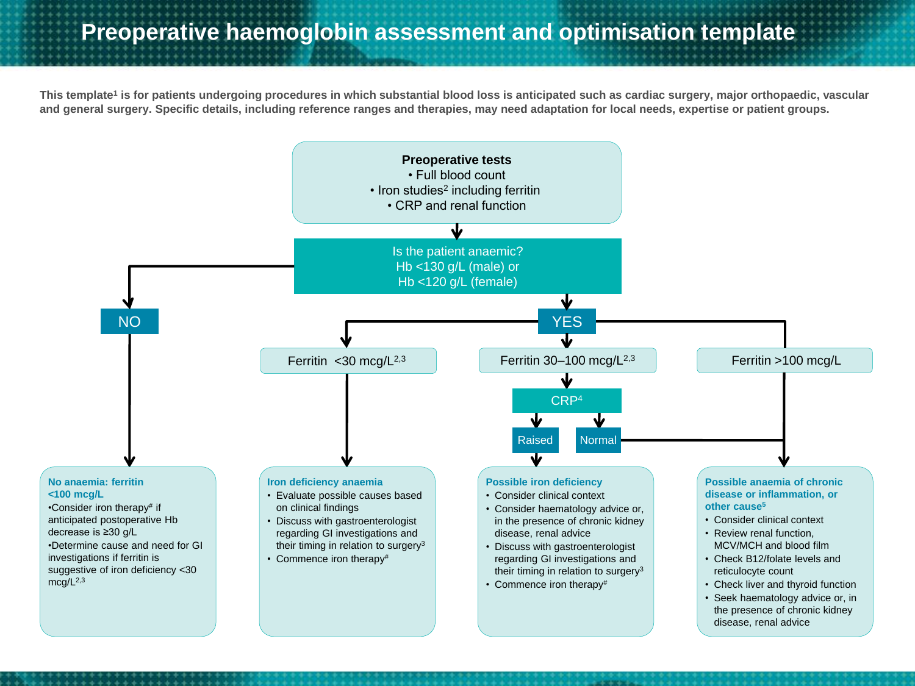# Preoperative haemoglobin assessment and optimisation template

**This template[1] is for patients undergoing procedures in which substantial blood loss is anticipated such as cardiac surgery, major orthopaedic, vascular and general surgery. Specific details, including reference ranges and therapies, may need adaptation for local needs, expertise or patient groups.**

**Preoperative tests**

- Full blood count
- Iron studies[2] including ferritin
- CRP and renal function

**Is the patient anaemic?**
Hb <130 g/L (male) or
Hb <120 g/L (female)

**NO**

**No anaemia: ferritin <100 mcg/L**

- Consider iron therapy[#] if anticipated postoperative Hb decrease is ≥30 g/L
- Determine cause and need for GI investigations if ferritin is suggestive of iron deficiency <30 mcg/L[2,3]

**YES**

**Ferritin <30 mcg/L[2,3]**

**Iron deficiency anaemia**

- Evaluate possible causes based on clinical findings
- Discuss with gastroenterologist regarding GI investigations and their timing in relation to surgery[3]
- Commence iron therapy[#]

**Ferritin 30–100 mcg/L[2,3]** → **CRP[4]**

- Raised →

**Possible iron deficiency**

- Consider clinical context
- Consider haematology advice or, in the presence of chronic kidney disease, renal advice
- Discuss with gastroenterologist regarding GI investigations and their timing in relation to surgery[3]
- Commence iron therapy[#]

- Normal → Possible anaemia of chronic disease or inflammation, or other cause

**Ferritin >100 mcg/L**

**Possible anaemia of chronic disease or inflammation, or other cause[5]**

- Consider clinical context
- Review renal function, MCV/MCH and blood film
- Check B12/folate levels and reticulocyte count
- Check liver and thyroid function
- Seek haematology advice or, in the presence of chronic kidney disease, renal advice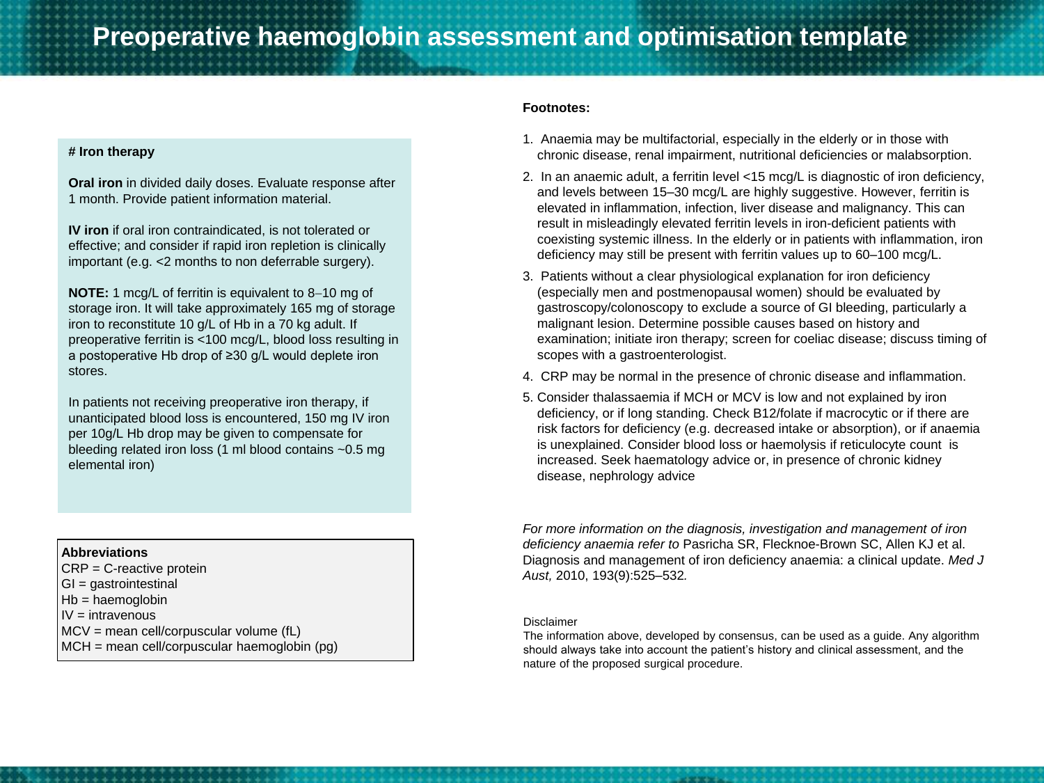# Preoperative haemoglobin assessment and optimisation template

**# Iron therapy**

**Oral iron** in divided daily doses. Evaluate response after 1 month. Provide patient information material.

**IV iron** if oral iron contraindicated, is not tolerated or effective; and consider if rapid iron repletion is clinically important (e.g. <2 months to non deferrable surgery).

**NOTE:** 1 mcg/L of ferritin is equivalent to 8–10 mg of storage iron. It will take approximately 165 mg of storage iron to reconstitute 10 g/L of Hb in a 70 kg adult. If preoperative ferritin is <100 mcg/L, blood loss resulting in a postoperative Hb drop of ≥30 g/L would deplete iron stores.

In patients not receiving preoperative iron therapy, if unanticipated blood loss is encountered, 150 mg IV iron per 10g/L Hb drop may be given to compensate for bleeding related iron loss (1 ml blood contains ~0.5 mg elemental iron)

**Abbreviations**
CRP = C-reactive protein
GI = gastrointestinal
Hb = haemoglobin
IV = intravenous
MCV = mean cell/corpuscular volume (fL)
MCH = mean cell/corpuscular haemoglobin (pg)

**Footnotes:**

1. Anaemia may be multifactorial, especially in the elderly or in those with chronic disease, renal impairment, nutritional deficiencies or malabsorption.
2. In an anaemic adult, a ferritin level <15 mcg/L is diagnostic of iron deficiency, and levels between 15–30 mcg/L are highly suggestive. However, ferritin is elevated in inflammation, infection, liver disease and malignancy. This can result in misleadingly elevated ferritin levels in iron-deficient patients with coexisting systemic illness. In the elderly or in patients with inflammation, iron deficiency may still be present with ferritin values up to 60–100 mcg/L.
3. Patients without a clear physiological explanation for iron deficiency (especially men and postmenopausal women) should be evaluated by gastroscopy/colonoscopy to exclude a source of GI bleeding, particularly a malignant lesion. Determine possible causes based on history and examination; initiate iron therapy; screen for coeliac disease; discuss timing of scopes with a gastroenterologist.
4. CRP may be normal in the presence of chronic disease and inflammation.
5. Consider thalassaemia if MCH or MCV is low and not explained by iron deficiency, or if long standing. Check B12/folate if macrocytic or if there are risk factors for deficiency (e.g. decreased intake or absorption), or if anaemia is unexplained. Consider blood loss or haemolysis if reticulocyte count is increased. Seek haematology advice or, in presence of chronic kidney disease, nephrology advice

*For more information on the diagnosis, investigation and management of iron deficiency anaemia refer to* Pasricha SR, Flecknoe-Brown SC, Allen KJ et al. Diagnosis and management of iron deficiency anaemia: a clinical update. *Med J Aust,* 2010, 193(9):525–532*.*

Disclaimer
The information above, developed by consensus, can be used as a guide. Any algorithm should always take into account the patient's history and clinical assessment, and the nature of the proposed surgical procedure.